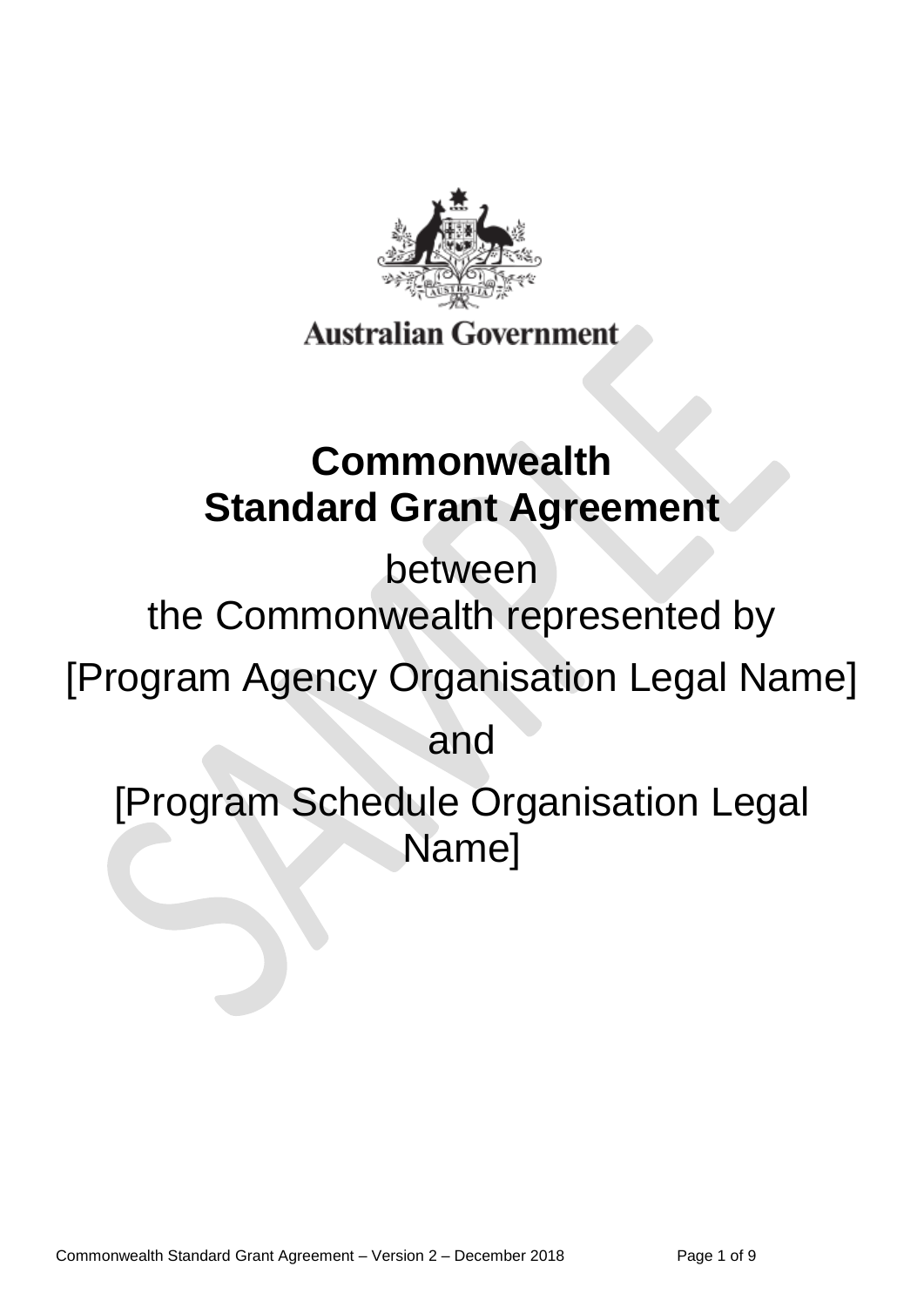Australian Government

# Commonwealth Standard Grant Agreement

between

the Commonwealth represented by

[Program Agency Organisation Legal Name]

and

[Program Schedule Organisation Legal Name]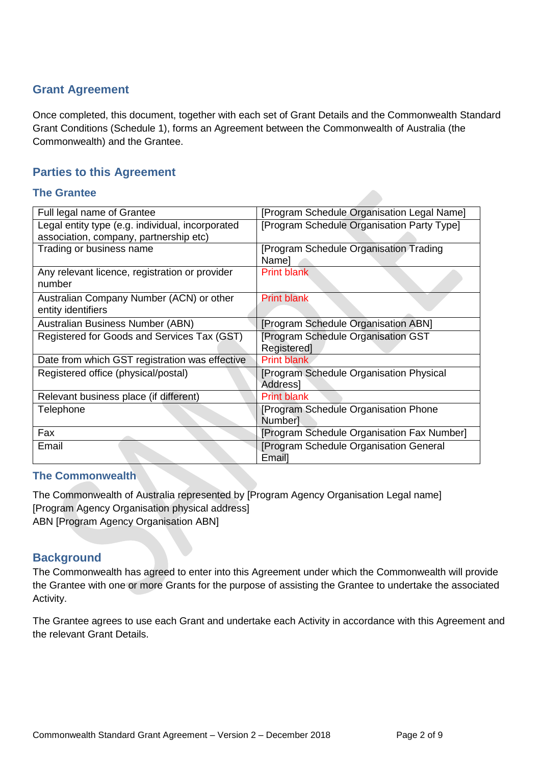## Grant Agreement

Once completed, this document, together with each set of Grant Details and the Commonwealth Standard Grant Conditions (Schedule 1), forms an Agreement between the Commonwealth of Australia (the Commonwealth) and the Grantee.

## Parties to this Agreement

### The Grantee

| Full legal name of Grantee | [Program Schedule Organisation Legal Name] |
|---|---|
| Legal entity type (e.g. individual, incorporated association, company, partnership etc) | [Program Schedule Organisation Party Type] |
| Trading or business name | [Program Schedule Organisation Trading Name] |
| Any relevant licence, registration or provider number | Print blank |
| Australian Company Number (ACN) or other entity identifiers | Print blank |
| Australian Business Number (ABN) | [Program Schedule Organisation ABN] |
| Registered for Goods and Services Tax (GST) | [Program Schedule Organisation GST Registered] |
| Date from which GST registration was effective | Print blank |
| Registered office (physical/postal) | [Program Schedule Organisation Physical Address] |
| Relevant business place (if different) | Print blank |
| Telephone | [Program Schedule Organisation Phone Number] |
| Fax | [Program Schedule Organisation Fax Number] |
| Email | [Program Schedule Organisation General Email] |

### The Commonwealth

The Commonwealth of Australia represented by [Program Agency Organisation Legal name]
[Program Agency Organisation physical address]
ABN [Program Agency Organisation ABN]

## Background

The Commonwealth has agreed to enter into this Agreement under which the Commonwealth will provide the Grantee with one or more Grants for the purpose of assisting the Grantee to undertake the associated Activity.

The Grantee agrees to use each Grant and undertake each Activity in accordance with this Agreement and the relevant Grant Details.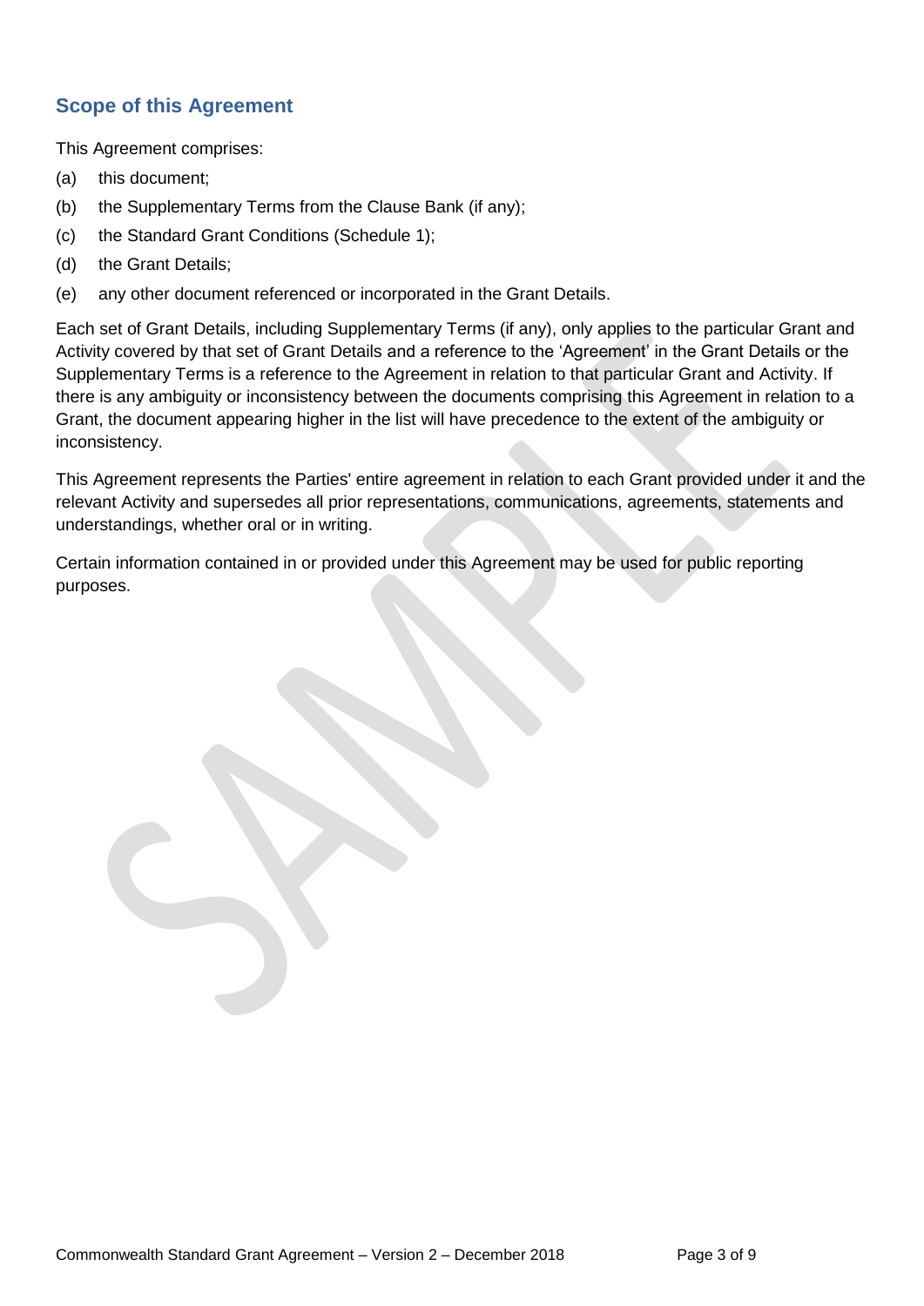## Scope of this Agreement

This Agreement comprises:

(a) this document;

(b) the Supplementary Terms from the Clause Bank (if any);

(c) the Standard Grant Conditions (Schedule 1);

(d) the Grant Details;

(e) any other document referenced or incorporated in the Grant Details.

Each set of Grant Details, including Supplementary Terms (if any), only applies to the particular Grant and Activity covered by that set of Grant Details and a reference to the 'Agreement' in the Grant Details or the Supplementary Terms is a reference to the Agreement in relation to that particular Grant and Activity. If there is any ambiguity or inconsistency between the documents comprising this Agreement in relation to a Grant, the document appearing higher in the list will have precedence to the extent of the ambiguity or inconsistency.

This Agreement represents the Parties' entire agreement in relation to each Grant provided under it and the relevant Activity and supersedes all prior representations, communications, agreements, statements and understandings, whether oral or in writing.

Certain information contained in or provided under this Agreement may be used for public reporting purposes.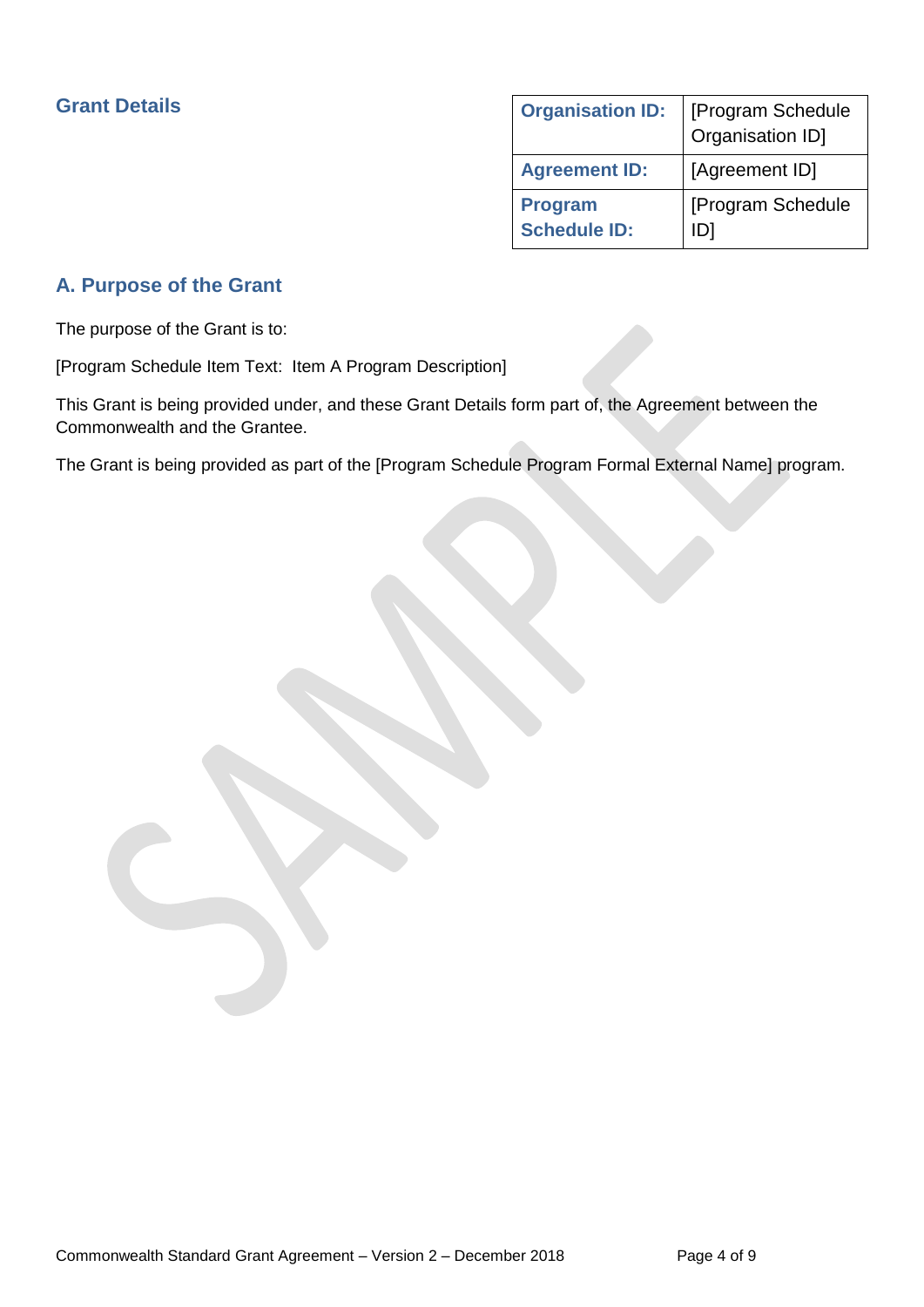## Grant Details

| Organisation ID: | [Program Schedule Organisation ID] |
|---|---|
| Agreement ID: | [Agreement ID] |
| Program Schedule ID: | [Program Schedule ID] |

## A. Purpose of the Grant

The purpose of the Grant is to:

[Program Schedule Item Text: Item A Program Description]

This Grant is being provided under, and these Grant Details form part of, the Agreement between the Commonwealth and the Grantee.

The Grant is being provided as part of the [Program Schedule Program Formal External Name] program.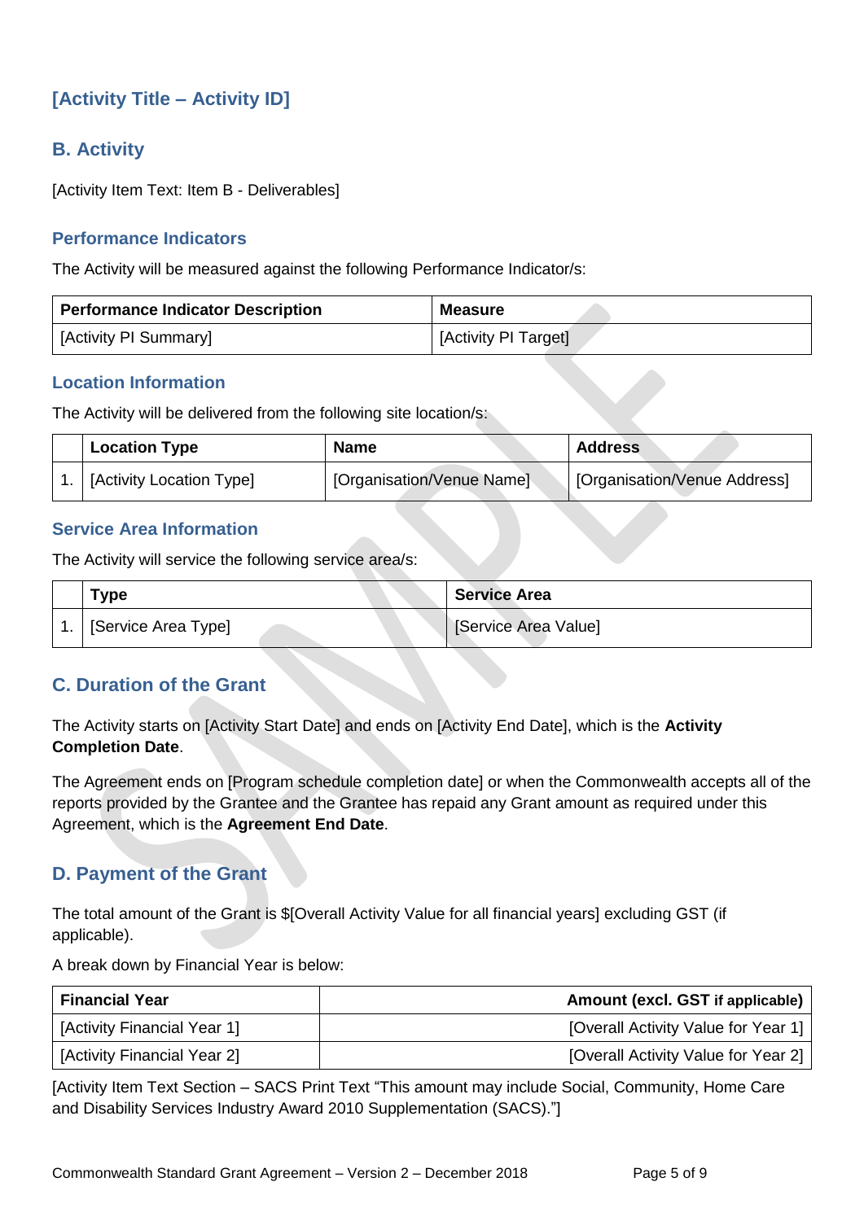## [Activity Title – Activity ID]

### B. Activity

[Activity Item Text: Item B - Deliverables]

#### Performance Indicators

The Activity will be measured against the following Performance Indicator/s:

| Performance Indicator Description | Measure |
|---|---|
| [Activity PI Summary] | [Activity PI Target] |

#### Location Information

The Activity will be delivered from the following site location/s:

| | Location Type | Name | Address |
|---|---|---|---|
| 1. | [Activity Location Type] | [Organisation/Venue Name] | [Organisation/Venue Address] |

#### Service Area Information

The Activity will service the following service area/s:

| | Type | Service Area |
|---|---|---|
| 1. | [Service Area Type] | [Service Area Value] |

### C. Duration of the Grant

The Activity starts on [Activity Start Date] and ends on [Activity End Date], which is the **Activity Completion Date**.

The Agreement ends on [Program schedule completion date] or when the Commonwealth accepts all of the reports provided by the Grantee and the Grantee has repaid any Grant amount as required under this Agreement, which is the **Agreement End Date**.

### D. Payment of the Grant

The total amount of the Grant is $[Overall Activity Value for all financial years] excluding GST (if applicable).

A break down by Financial Year is below:

| Financial Year | Amount (excl. GST if applicable) |
|---|---:|
| [Activity Financial Year 1] | [Overall Activity Value for Year 1] |
| [Activity Financial Year 2] | [Overall Activity Value for Year 2] |

[Activity Item Text Section – SACS Print Text "This amount may include Social, Community, Home Care and Disability Services Industry Award 2010 Supplementation (SACS)."]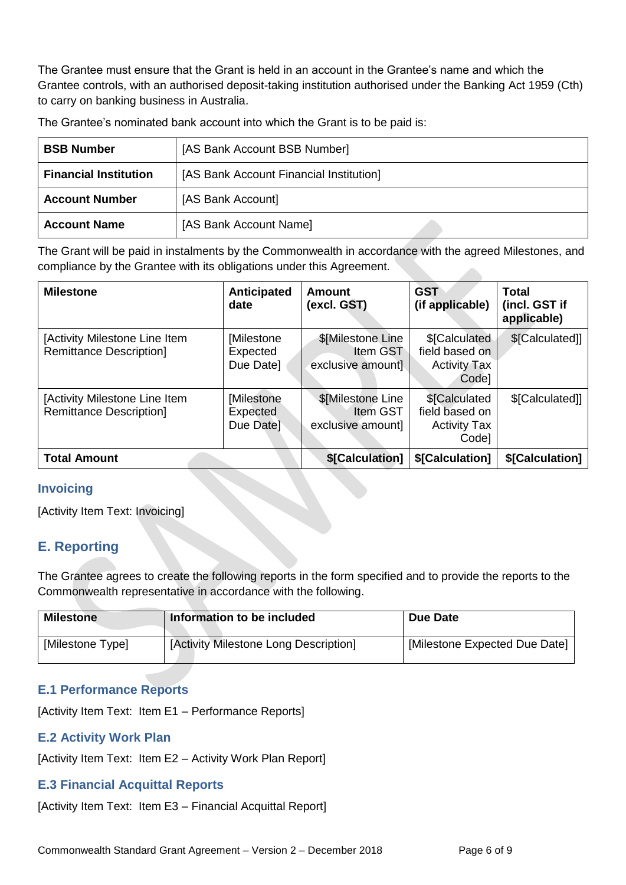The Grantee must ensure that the Grant is held in an account in the Grantee's name and which the Grantee controls, with an authorised deposit-taking institution authorised under the Banking Act 1959 (Cth) to carry on banking business in Australia.

The Grantee's nominated bank account into which the Grant is to be paid is:

| | |
|---|---|
| **BSB Number** | [AS Bank Account BSB Number] |
| **Financial Institution** | [AS Bank Account Financial Institution] |
| **Account Number** | [AS Bank Account] |
| **Account Name** | [AS Bank Account Name] |

The Grant will be paid in instalments by the Commonwealth in accordance with the agreed Milestones, and compliance by the Grantee with its obligations under this Agreement.

| Milestone | Anticipated date | Amount (excl. GST) | GST (if applicable) | Total (incl. GST if applicable) |
|---|---|---|---|---|
| [Activity Milestone Line Item Remittance Description] | [Milestone Expected Due Date] | $[Milestone Line Item GST exclusive amount] | $[Calculated field based on Activity Tax Code] | $[Calculated]] |
| [Activity Milestone Line Item Remittance Description] | [Milestone Expected Due Date] | $[Milestone Line Item GST exclusive amount] | $[Calculated field based on Activity Tax Code] | $[Calculated]] |
| **Total Amount** | | **$[Calculation]** | **$[Calculation]** | **$[Calculation]** |

### Invoicing

[Activity Item Text: Invoicing]

## E. Reporting

The Grantee agrees to create the following reports in the form specified and to provide the reports to the Commonwealth representative in accordance with the following.

| Milestone | Information to be included | Due Date |
|---|---|---|
| [Milestone Type] | [Activity Milestone Long Description] | [Milestone Expected Due Date] |

### E.1 Performance Reports

[Activity Item Text: Item E1 – Performance Reports]

### E.2 Activity Work Plan

[Activity Item Text: Item E2 – Activity Work Plan Report]

### E.3 Financial Acquittal Reports

[Activity Item Text: Item E3 – Financial Acquittal Report]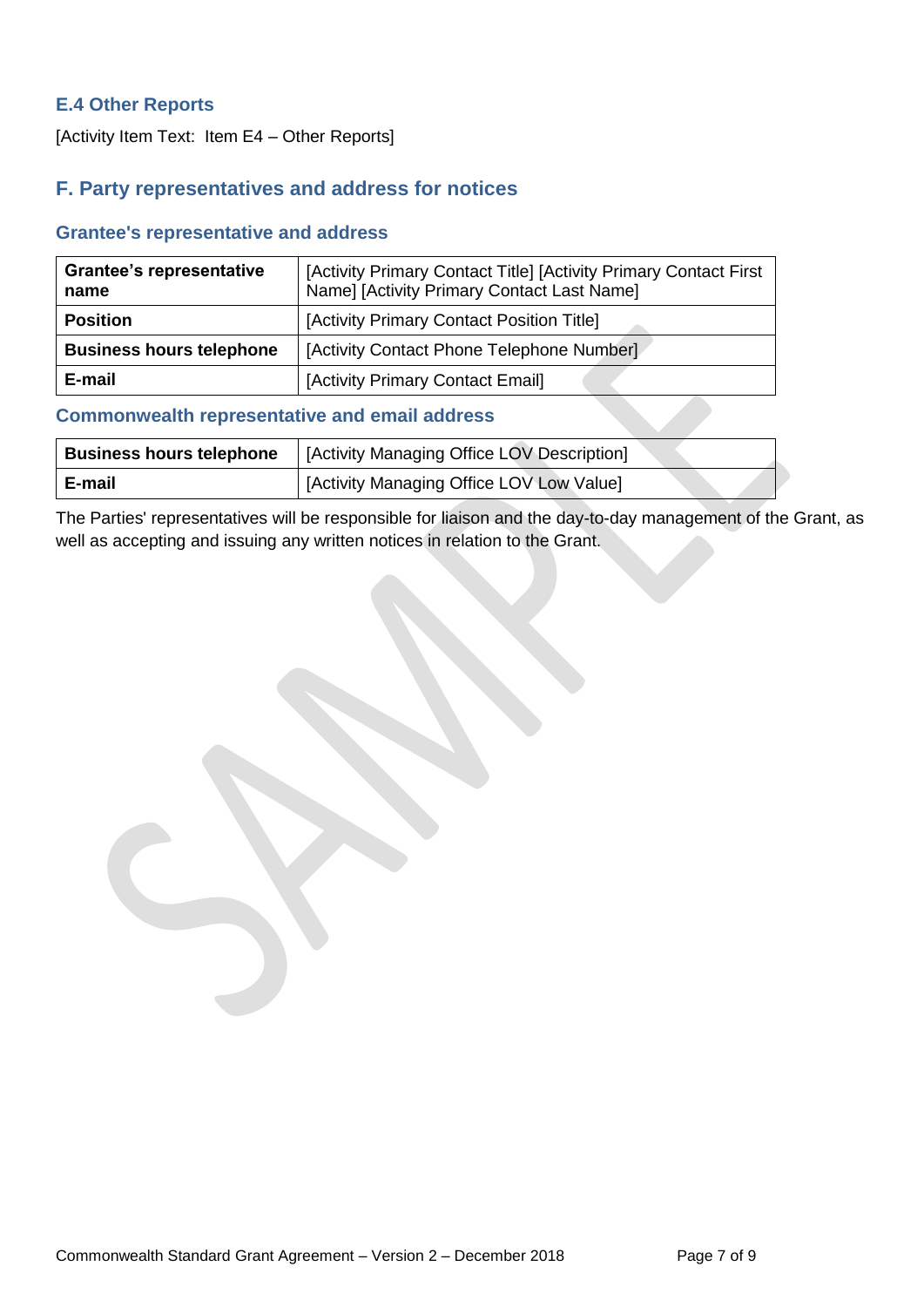### E.4 Other Reports

[Activity Item Text:  Item E4 – Other Reports]

## F. Party representatives and address for notices

### Grantee's representative and address

| Grantee's representative name | [Activity Primary Contact Title] [Activity Primary Contact First Name] [Activity Primary Contact Last Name] |
|---|---|
| **Position** | [Activity Primary Contact Position Title] |
| **Business hours telephone** | [Activity Contact Phone Telephone Number] |
| **E-mail** | [Activity Primary Contact Email] |

### Commonwealth representative and email address

| Business hours telephone | [Activity Managing Office LOV Description] |
|---|---|
| **E-mail** | [Activity Managing Office LOV Low Value] |

The Parties' representatives will be responsible for liaison and the day-to-day management of the Grant, as well as accepting and issuing any written notices in relation to the Grant.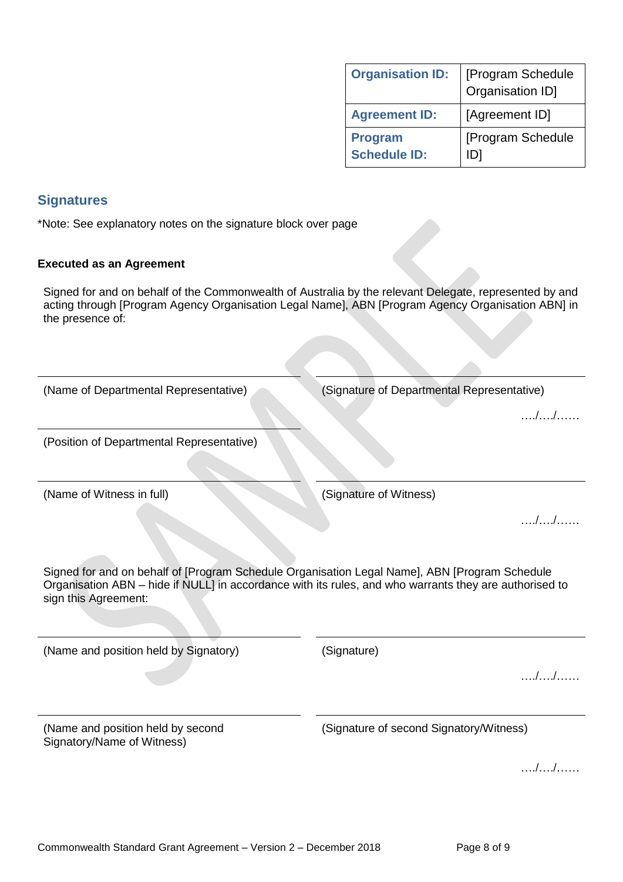| Organisation ID: | [Program Schedule Organisation ID] |
|---|---|
| Agreement ID: | [Agreement ID] |
| Program Schedule ID: | [Program Schedule ID] |

## Signatures

*Note: See explanatory notes on the signature block over page

**Executed as an Agreement**

Signed for and on behalf of the Commonwealth of Australia by the relevant Delegate, represented by and acting through [Program Agency Organisation Legal Name], ABN [Program Agency Organisation ABN] in the presence of:

| | |
|---|---|
| (Name of Departmental Representative) | (Signature of Departmental Representative)<br>…./…./…… |
| (Position of Departmental Representative) | |
| (Name of Witness in full) | (Signature of Witness)<br>…./…./…… |

Signed for and on behalf of [Program Schedule Organisation Legal Name], ABN [Program Schedule Organisation ABN – hide if NULL] in accordance with its rules, and who warrants they are authorised to sign this Agreement:

| | |
|---|---|
| (Name and position held by Signatory) | (Signature)<br>…./…./…… |
| (Name and position held by second Signatory/Name of Witness) | (Signature of second Signatory/Witness)<br>…./…./…… |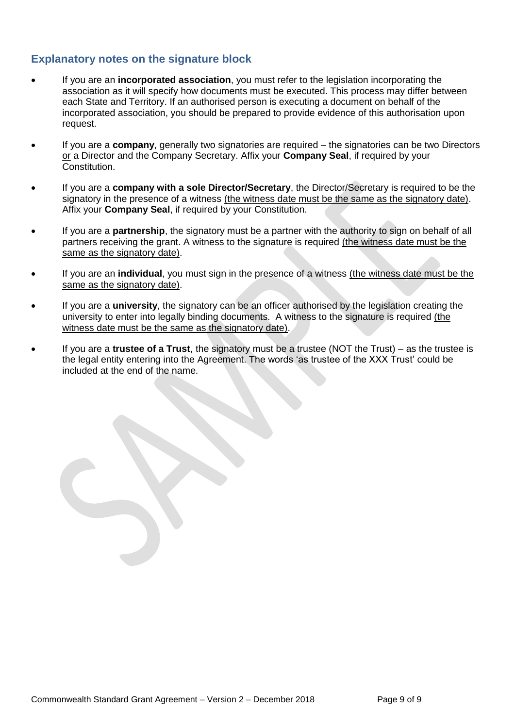## Explanatory notes on the signature block

- If you are an **incorporated association**, you must refer to the legislation incorporating the association as it will specify how documents must be executed. This process may differ between each State and Territory. If an authorised person is executing a document on behalf of the incorporated association, you should be prepared to provide evidence of this authorisation upon request.
- If you are a **company**, generally two signatories are required – the signatories can be two Directors or a Director and the Company Secretary. Affix your **Company Seal**, if required by your Constitution.
- If you are a **company with a sole Director/Secretary**, the Director/Secretary is required to be the signatory in the presence of a witness (the witness date must be the same as the signatory date). Affix your **Company Seal**, if required by your Constitution.
- If you are a **partnership**, the signatory must be a partner with the authority to sign on behalf of all partners receiving the grant. A witness to the signature is required (the witness date must be the same as the signatory date).
- If you are an **individual**, you must sign in the presence of a witness (the witness date must be the same as the signatory date).
- If you are a **university**, the signatory can be an officer authorised by the legislation creating the university to enter into legally binding documents. A witness to the signature is required (the witness date must be the same as the signatory date).
- If you are a **trustee of a Trust**, the signatory must be a trustee (NOT the Trust) – as the trustee is the legal entity entering into the Agreement. The words 'as trustee of the XXX Trust' could be included at the end of the name.